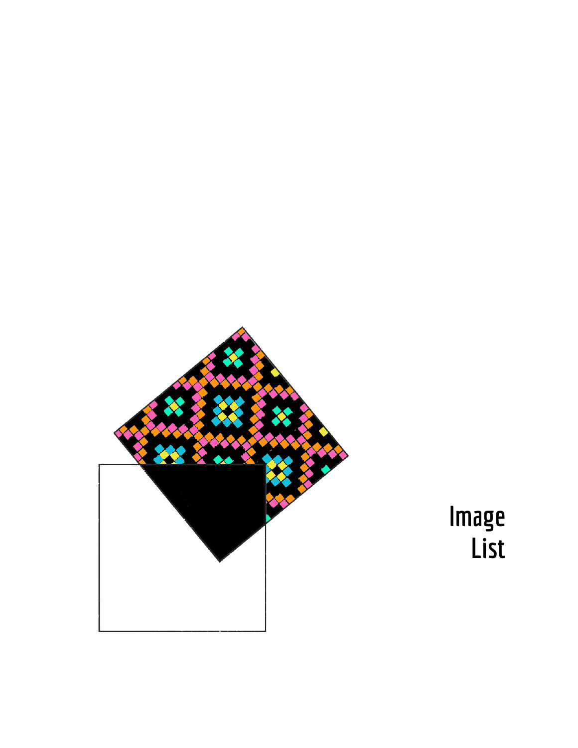# Image List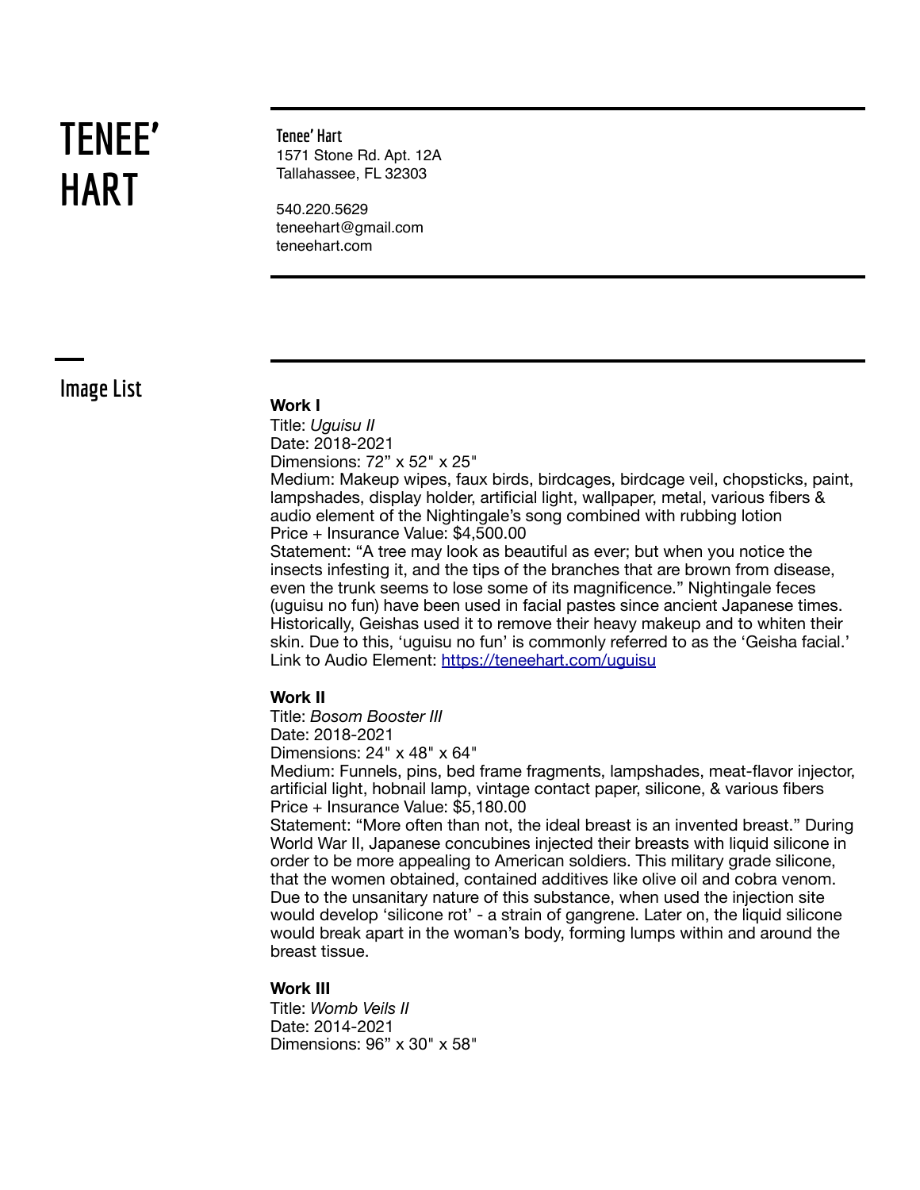# TENEE' HART

**Tenee' Hart**
1571 Stone Rd. Apt. 12A
Tallahassee, FL 32303

540.220.5629
teneehart@gmail.com
teneehart.com

## Image List

**Work I**
Title: *Uguisu II*
Date: 2018-2021
Dimensions: 72" x 52" x 25"
Medium: Makeup wipes, faux birds, birdcages, birdcage veil, chopsticks, paint, lampshades, display holder, artificial light, wallpaper, metal, various fibers & audio element of the Nightingale's song combined with rubbing lotion
Price + Insurance Value: $4,500.00
Statement: "A tree may look as beautiful as ever; but when you notice the insects infesting it, and the tips of the branches that are brown from disease, even the trunk seems to lose some of its magnificence." Nightingale feces (uguisu no fun) have been used in facial pastes since ancient Japanese times. Historically, Geishas used it to remove their heavy makeup and to whiten their skin. Due to this, 'uguisu no fun' is commonly referred to as the 'Geisha facial.'
Link to Audio Element: [https://teneehart.com/uguisu](https://teneehart.com/uguisu)

**Work II**
Title: *Bosom Booster III*
Date: 2018-2021
Dimensions: 24" x 48" x 64"
Medium: Funnels, pins, bed frame fragments, lampshades, meat-flavor injector, artificial light, hobnail lamp, vintage contact paper, silicone, & various fibers
Price + Insurance Value: $5,180.00
Statement: "More often than not, the ideal breast is an invented breast." During World War II, Japanese concubines injected their breasts with liquid silicone in order to be more appealing to American soldiers. This military grade silicone, that the women obtained, contained additives like olive oil and cobra venom. Due to the unsanitary nature of this substance, when used the injection site would develop 'silicone rot' - a strain of gangrene. Later on, the liquid silicone would break apart in the woman's body, forming lumps within and around the breast tissue.

**Work III**
Title: *Womb Veils II*
Date: 2014-2021
Dimensions: 96" x 30" x 58"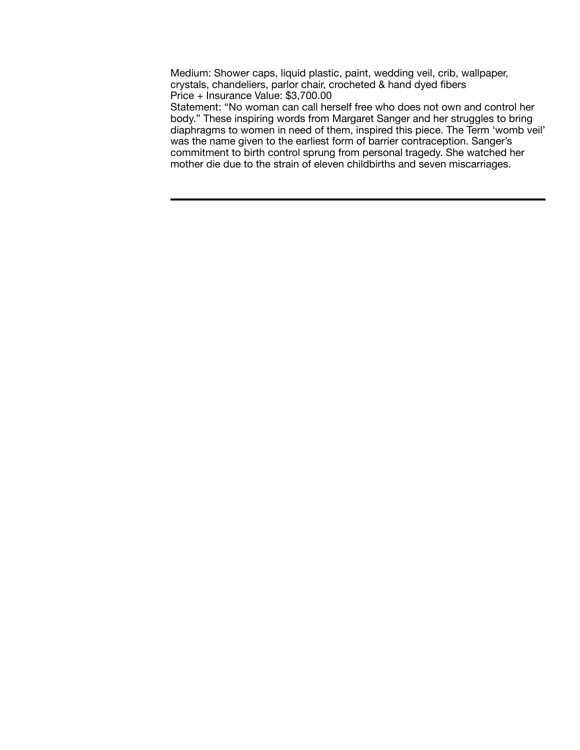Medium: Shower caps, liquid plastic, paint, wedding veil, crib, wallpaper, crystals, chandeliers, parlor chair, crocheted & hand dyed fibers
Price + Insurance Value: $3,700.00
Statement: “No woman can call herself free who does not own and control her body.” These inspiring words from Margaret Sanger and her struggles to bring diaphragms to women in need of them, inspired this piece. The Term ‘womb veil’ was the name given to the earliest form of barrier contraception. Sanger’s commitment to birth control sprung from personal tragedy. She watched her mother die due to the strain of eleven childbirths and seven miscarriages.

---